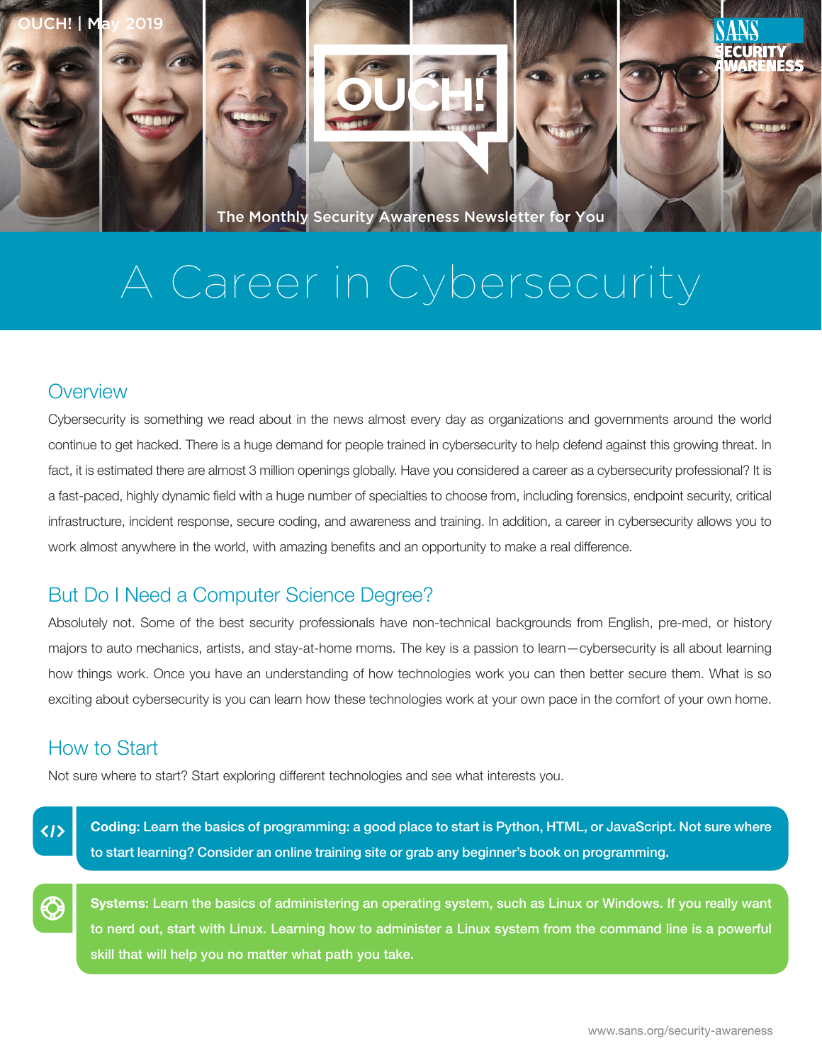# A Career in Cybersecurity

## Overview

Cybersecurity is something we read about in the news almost every day as organizations and governments around the world continue to get hacked. There is a huge demand for people trained in cybersecurity to help defend against this growing threat. In fact, it is estimated there are almost 3 million openings globally. Have you considered a career as a cybersecurity professional? It is a fast-paced, highly dynamic field with a huge number of specialties to choose from, including forensics, endpoint security, critical infrastructure, incident response, secure coding, and awareness and training. In addition, a career in cybersecurity allows you to work almost anywhere in the world, with amazing benefits and an opportunity to make a real difference.

## But Do I Need a Computer Science Degree?

Absolutely not. Some of the best security professionals have non-technical backgrounds from English, pre-med, or history majors to auto mechanics, artists, and stay-at-home moms. The key is a passion to learn—cybersecurity is all about learning how things work. Once you have an understanding of how technologies work you can then better secure them. What is so exciting about cybersecurity is you can learn how these technologies work at your own pace in the comfort of your own home.

## How to Start

Not sure where to start? Start exploring different technologies and see what interests you.

**Coding: Learn the basics of programming: a good place to start is Python, HTML, or JavaScript. Not sure where to start learning? Consider an online training site or grab any beginner's book on programming.**

**Systems: Learn the basics of administering an operating system, such as Linux or Windows. If you really want to nerd out, start with Linux. Learning how to administer a Linux system from the command line is a powerful skill that will help you no matter what path you take.**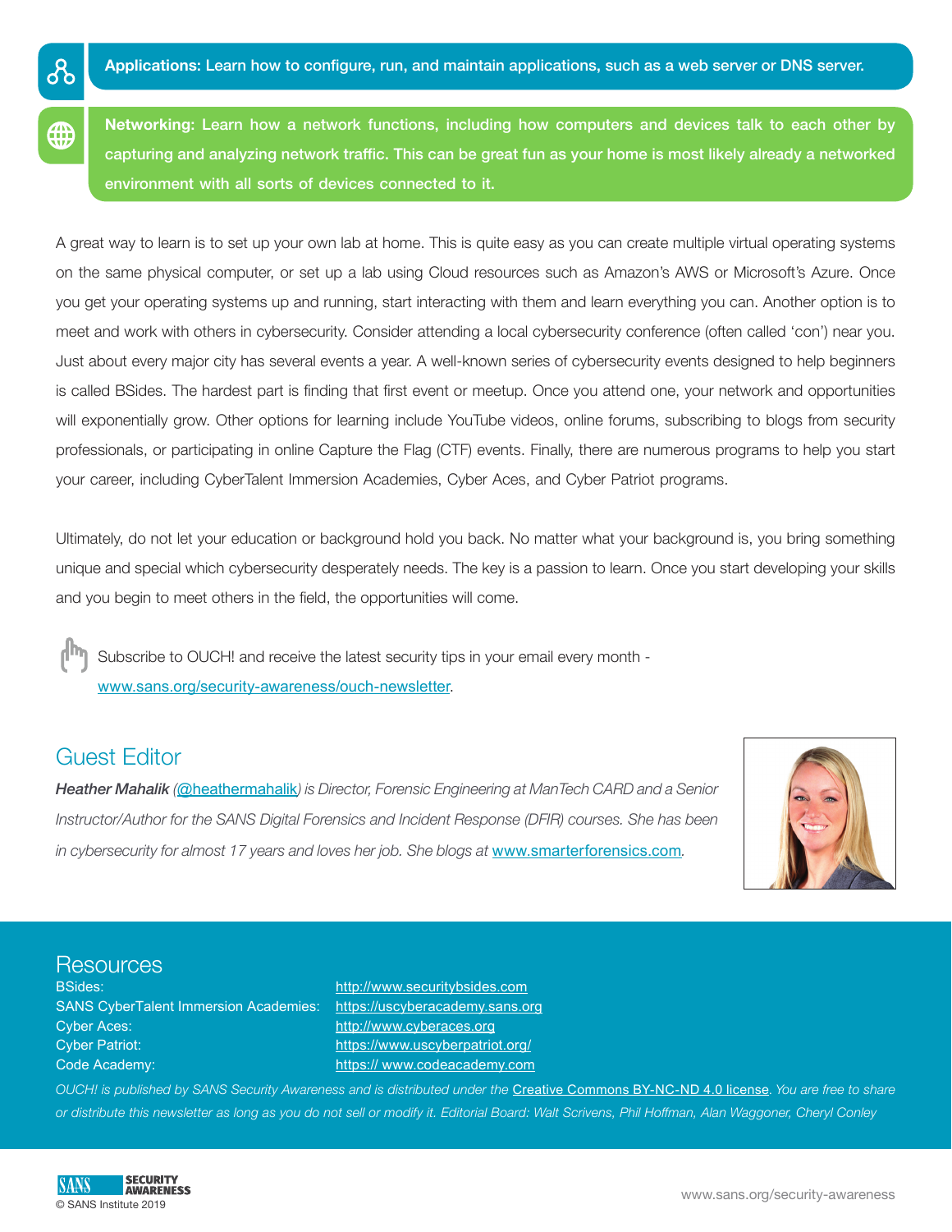**Applications:** Learn how to configure, run, and maintain applications, such as a web server or DNS server.

**Networking:** Learn how a network functions, including how computers and devices talk to each other by capturing and analyzing network traffic. This can be great fun as your home is most likely already a networked environment with all sorts of devices connected to it.

A great way to learn is to set up your own lab at home. This is quite easy as you can create multiple virtual operating systems on the same physical computer, or set up a lab using Cloud resources such as Amazon's AWS or Microsoft's Azure. Once you get your operating systems up and running, start interacting with them and learn everything you can. Another option is to meet and work with others in cybersecurity. Consider attending a local cybersecurity conference (often called 'con') near you. Just about every major city has several events a year. A well-known series of cybersecurity events designed to help beginners is called BSides. The hardest part is finding that first event or meetup. Once you attend one, your network and opportunities will exponentially grow. Other options for learning include YouTube videos, online forums, subscribing to blogs from security professionals, or participating in online Capture the Flag (CTF) events. Finally, there are numerous programs to help you start your career, including CyberTalent Immersion Academies, Cyber Aces, and Cyber Patriot programs.

Ultimately, do not let your education or background hold you back. No matter what your background is, you bring something unique and special which cybersecurity desperately needs. The key is a passion to learn. Once you start developing your skills and you begin to meet others in the field, the opportunities will come.

Subscribe to OUCH! and receive the latest security tips in your email every month - www.sans.org/security-awareness/ouch-newsletter.

## Guest Editor

***Heather Mahalik*** *(@heathermahalik) is Director, Forensic Engineering at ManTech CARD and a Senior Instructor/Author for the SANS Digital Forensics and Incident Response (DFIR) courses. She has been in cybersecurity for almost 17 years and loves her job. She blogs at www.smarterforensics.com.*

## Resources

| | |
|---|---|
| BSides: | http://www.securitybsides.com |
| SANS CyberTalent Immersion Academies: | https://uscyberacademy.sans.org |
| Cyber Aces: | http://www.cyberaces.org |
| Cyber Patriot: | https://www.uscyberpatriot.org/ |
| Code Academy: | https:// www.codeacademy.com |

*OUCH! is published by SANS Security Awareness and is distributed under the* Creative Commons BY-NC-ND 4.0 license*. You are free to share or distribute this newsletter as long as you do not sell or modify it. Editorial Board: Walt Scrivens, Phil Hoffman, Alan Waggoner, Cheryl Conley*

© SANS Institute 2019